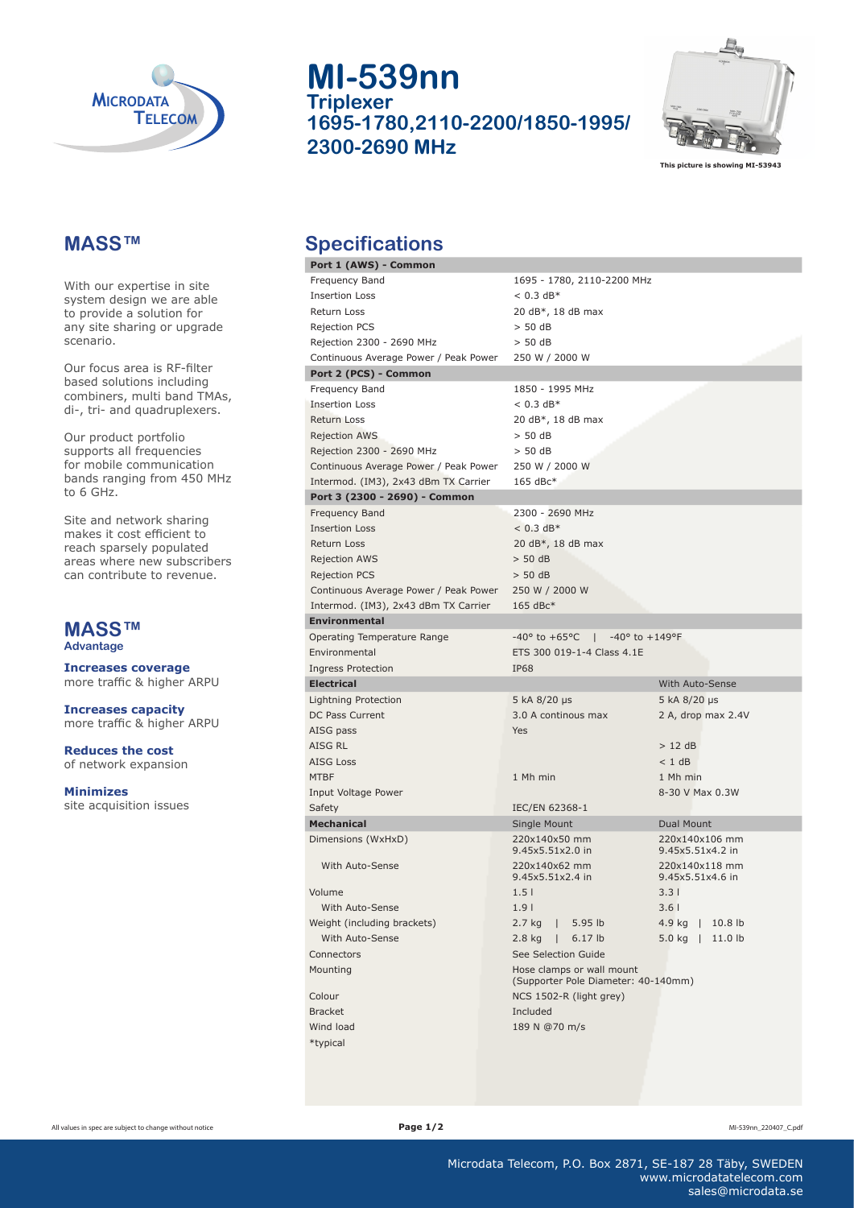# MI-539nn

## Triplexer
## 1695-1780,2110-2200/1850-1995/ 2300-2690 MHz

This picture is showing MI-53943

## MASS™

With our expertise in site system design we are able to provide a solution for any site sharing or upgrade scenario.

Our focus area is RF-filter based solutions including combiners, multi band TMAs, di-, tri- and quadruplexers.

Our product portfolio supports all frequencies for mobile communication bands ranging from 450 MHz to 6 GHz.

Site and network sharing makes it cost efficient to reach sparsely populated areas where new subscribers can contribute to revenue.

## MASS™
### Advantage

**Increases coverage**
more traffic & higher ARPU

**Increases capacity**
more traffic & higher ARPU

**Reduces the cost**
of network expansion

**Minimizes**
site acquisition issues

## Specifications

| **Port 1 (AWS) - Common** | | |
|---|---|---|
| Frequency Band | 1695 - 1780, 2110-2200 MHz | |
| Insertion Loss | < 0.3 dB* | |
| Return Loss | 20 dB*, 18 dB max | |
| Rejection PCS | > 50 dB | |
| Rejection 2300 - 2690 MHz | > 50 dB | |
| Continuous Average Power / Peak Power | 250 W / 2000 W | |
| **Port 2 (PCS) - Common** | | |
| Frequency Band | 1850 - 1995 MHz | |
| Insertion Loss | < 0.3 dB* | |
| Return Loss | 20 dB*, 18 dB max | |
| Rejection AWS | > 50 dB | |
| Rejection 2300 - 2690 MHz | > 50 dB | |
| Continuous Average Power / Peak Power | 250 W / 2000 W | |
| Intermod. (IM3), 2x43 dBm TX Carrier | 165 dBc* | |
| **Port 3 (2300 - 2690) - Common** | | |
| Frequency Band | 2300 - 2690 MHz | |
| Insertion Loss | < 0.3 dB* | |
| Return Loss | 20 dB*, 18 dB max | |
| Rejection AWS | > 50 dB | |
| Rejection PCS | > 50 dB | |
| Continuous Average Power / Peak Power | 250 W / 2000 W | |
| Intermod. (IM3), 2x43 dBm TX Carrier | 165 dBc* | |
| **Environmental** | | |
| Operating Temperature Range | -40° to +65°C \| -40° to +149°F | |
| Environmental | ETS 300 019-1-4 Class 4.1E | |
| Ingress Protection | IP68 | |
| **Electrical** | | With Auto-Sense |
| Lightning Protection | 5 kA 8/20 µs | 5 kA 8/20 µs |
| DC Pass Current | 3.0 A continous max | 2 A, drop max 2.4V |
| AISG pass | Yes | |
| AISG RL | | > 12 dB |
| AISG Loss | | < 1 dB |
| MTBF | 1 Mh min | 1 Mh min |
| Input Voltage Power | | 8-30 V Max 0.3W |
| Safety | IEC/EN 62368-1 | |
| **Mechanical** | Single Mount | Dual Mount |
| Dimensions (WxHxD) | 220x140x50 mm 9.45x5.51x2.0 in | 220x140x106 mm 9.45x5.51x4.2 in |
| With Auto-Sense | 220x140x62 mm 9.45x5.51x2.4 in | 220x140x118 mm 9.45x5.51x4.6 in |
| Volume | 1.5 l | 3.3 l |
| With Auto-Sense | 1.9 l | 3.6 l |
| Weight (including brackets) | 2.7 kg \| 5.95 lb | 4.9 kg \| 10.8 lb |
| With Auto-Sense | 2.8 kg \| 6.17 lb | 5.0 kg \| 11.0 lb |
| Connectors | See Selection Guide | |
| Mounting | Hose clamps or wall mount (Supporter Pole Diameter: 40-140mm) | |
| Colour | NCS 1502-R (light grey) | |
| Bracket | Included | |
| Wind load | 189 N @70 m/s | |

*typical

All values in spec are subject to change without notice

Microdata Telecom, P.O. Box 2871, SE-187 28 Täby, SWEDEN
www.microdatatelecom.com
sales@microdata.se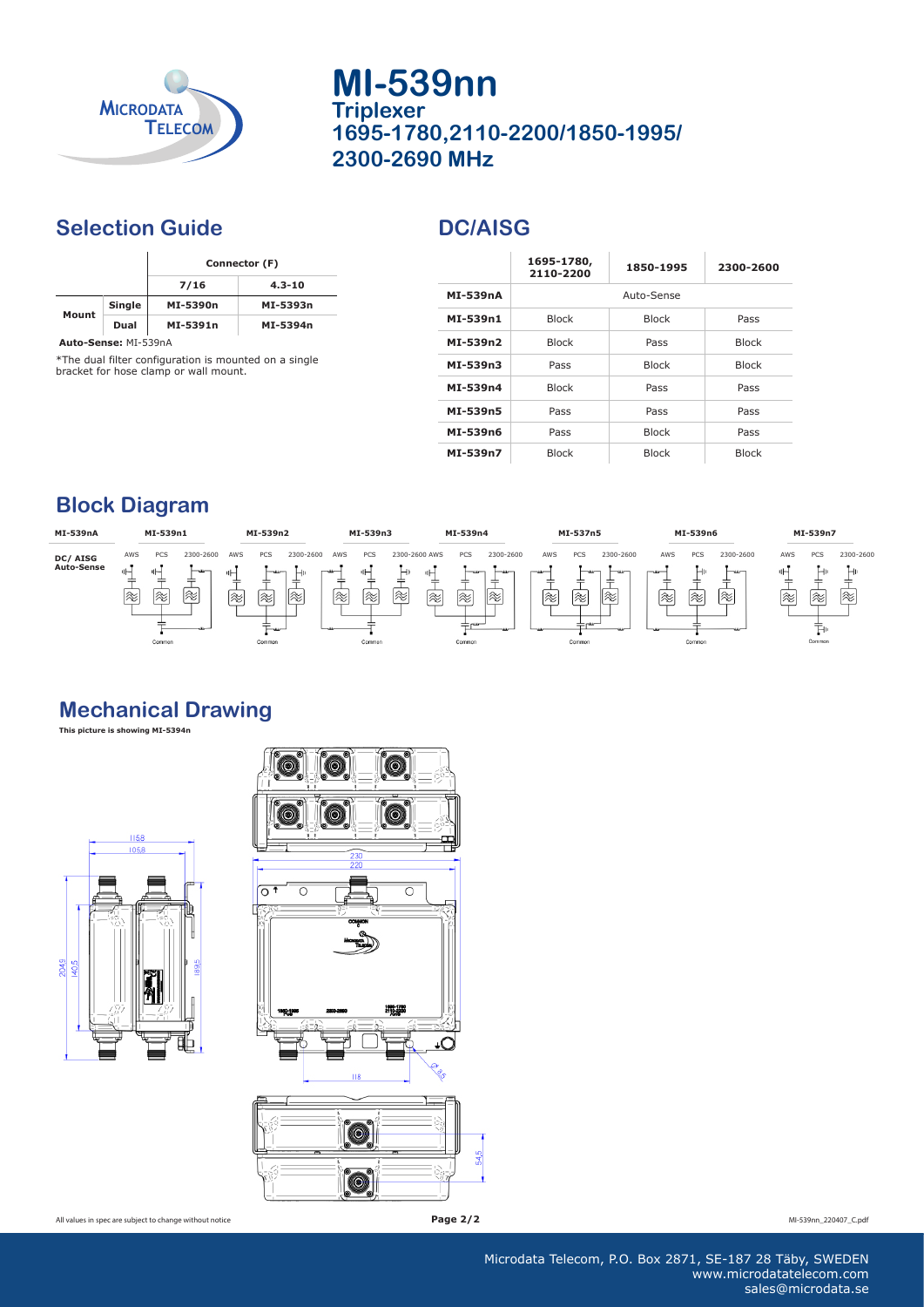# MI-539nn

## Triplexer
## 1695-1780,2110-2200/1850-1995/ 2300-2690 MHz

## Selection Guide

| | | Connector (F) | |
|---|---|---|---|
| | | 7/16 | 4.3-10 |
| Mount | Single | MI-5390n | MI-5393n |
| | Dual | MI-5391n | MI-5394n |

**Auto-Sense:** MI-539nA

*The dual filter configuration is mounted on a single bracket for hose clamp or wall mount.

## DC/AISG

| | 1695-1780, 2110-2200 | 1850-1995 | 2300-2600 |
|---|---|---|---|
| MI-539nA | Auto-Sense | | |
| MI-539n1 | Block | Block | Pass |
| MI-539n2 | Block | Pass | Block |
| MI-539n3 | Pass | Block | Block |
| MI-539n4 | Block | Pass | Pass |
| MI-539n5 | Pass | Pass | Pass |
| MI-539n6 | Pass | Block | Pass |
| MI-539n7 | Block | Block | Block |

## Block Diagram

MI-539nA
DC/ AISG
Auto-Sense

MI-539n1
AWS PCS 2300-2600
Common

MI-539n2
AWS PCS 2300-2600
Common

MI-539n3
AWS PCS 2300-2600
Common

MI-539n4
AWS PCS 2300-2600
Common

MI-537n5
AWS PCS 2300-2600
Common

MI-539n6
AWS PCS 2300-2600
Common

MI-539n7
AWS PCS 2300-2600
Common

## Mechanical Drawing

**This picture is showing MI-5394n**

115.8
105.8
204.9
140.5
189.5
230
220
118
Ø 8.5
54.5
COMMON
1850-1995 PCS
2300-2690
1695-1780 2110-2200 AWS

All values in spec are subject to change without notice

MI-539nn_220407_C.pdf

Microdata Telecom, P.O. Box 2871, SE-187 28 Täby, SWEDEN
www.microdatatelecom.com
sales@microdata.se